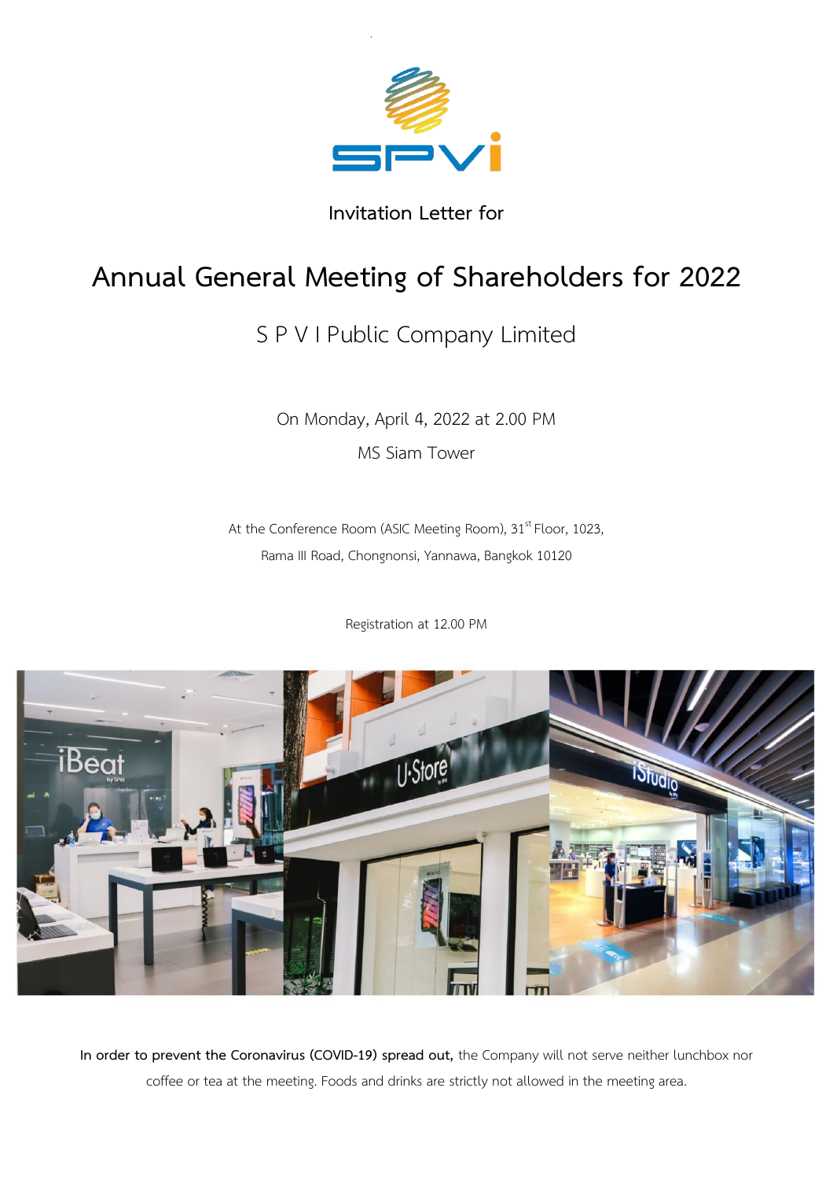Invitation Letter for

# Annual General Meeting of Shareholders for 2022

## S P V I Public Company Limited

On Monday, April 4, 2022 at 2.00 PM

MS Siam Tower

At the Conference Room (ASIC Meeting Room), 31st Floor, 1023,

Rama III Road, Chongnonsi, Yannawa, Bangkok 10120

Registration at 12.00 PM

**In order to prevent the Coronavirus (COVID-19) spread out,** the Company will not serve neither lunchbox nor coffee or tea at the meeting. Foods and drinks are strictly not allowed in the meeting area.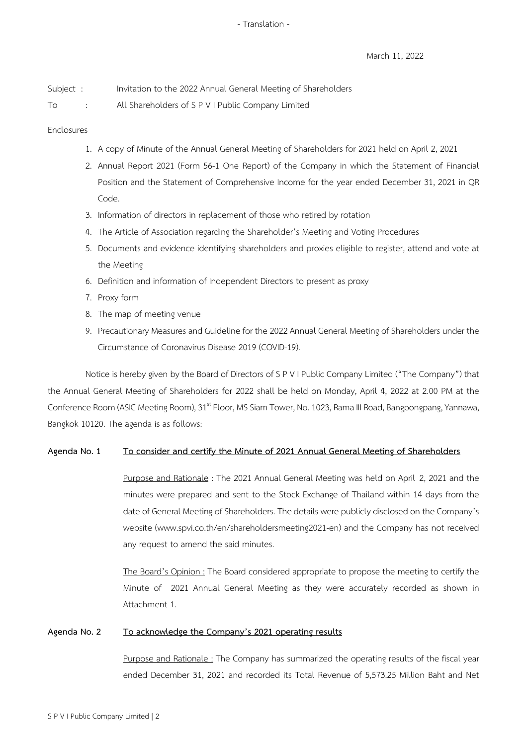- Translation -

March 11, 2022

Subject : Invitation to the 2022 Annual General Meeting of Shareholders

To : All Shareholders of S P V I Public Company Limited

Enclosures

1. A copy of Minute of the Annual General Meeting of Shareholders for 2021 held on April 2, 2021
2. Annual Report 2021 (Form 56-1 One Report) of the Company in which the Statement of Financial Position and the Statement of Comprehensive Income for the year ended December 31, 2021 in QR Code.
3. Information of directors in replacement of those who retired by rotation
4. The Article of Association regarding the Shareholder's Meeting and Voting Procedures
5. Documents and evidence identifying shareholders and proxies eligible to register, attend and vote at the Meeting
6. Definition and information of Independent Directors to present as proxy
7. Proxy form
8. The map of meeting venue
9. Precautionary Measures and Guideline for the 2022 Annual General Meeting of Shareholders under the Circumstance of Coronavirus Disease 2019 (COVID-19).

Notice is hereby given by the Board of Directors of S P V I Public Company Limited ("The Company") that the Annual General Meeting of Shareholders for 2022 shall be held on Monday, April 4, 2022 at 2.00 PM at the Conference Room (ASIC Meeting Room), 31st Floor, MS Siam Tower, No. 1023, Rama III Road, Bangpongpang, Yannawa, Bangkok 10120. The agenda is as follows:

**Agenda No. 1** **<u>To consider and certify the Minute of 2021 Annual General Meeting of Shareholders</u>**

<u>Purpose and Rationale</u> : The 2021 Annual General Meeting was held on April 2, 2021 and the minutes were prepared and sent to the Stock Exchange of Thailand within 14 days from the date of General Meeting of Shareholders. The details were publicly disclosed on the Company's website (www.spvi.co.th/en/shareholdersmeeting2021-en) and the Company has not received any request to amend the said minutes.

<u>The Board's Opinion :</u> The Board considered appropriate to propose the meeting to certify the Minute of 2021 Annual General Meeting as they were accurately recorded as shown in Attachment 1.

**Agenda No. 2** **<u>To acknowledge the Company's 2021 operating results</u>**

<u>Purpose and Rationale :</u> The Company has summarized the operating results of the fiscal year ended December 31, 2021 and recorded its Total Revenue of 5,573.25 Million Baht and Net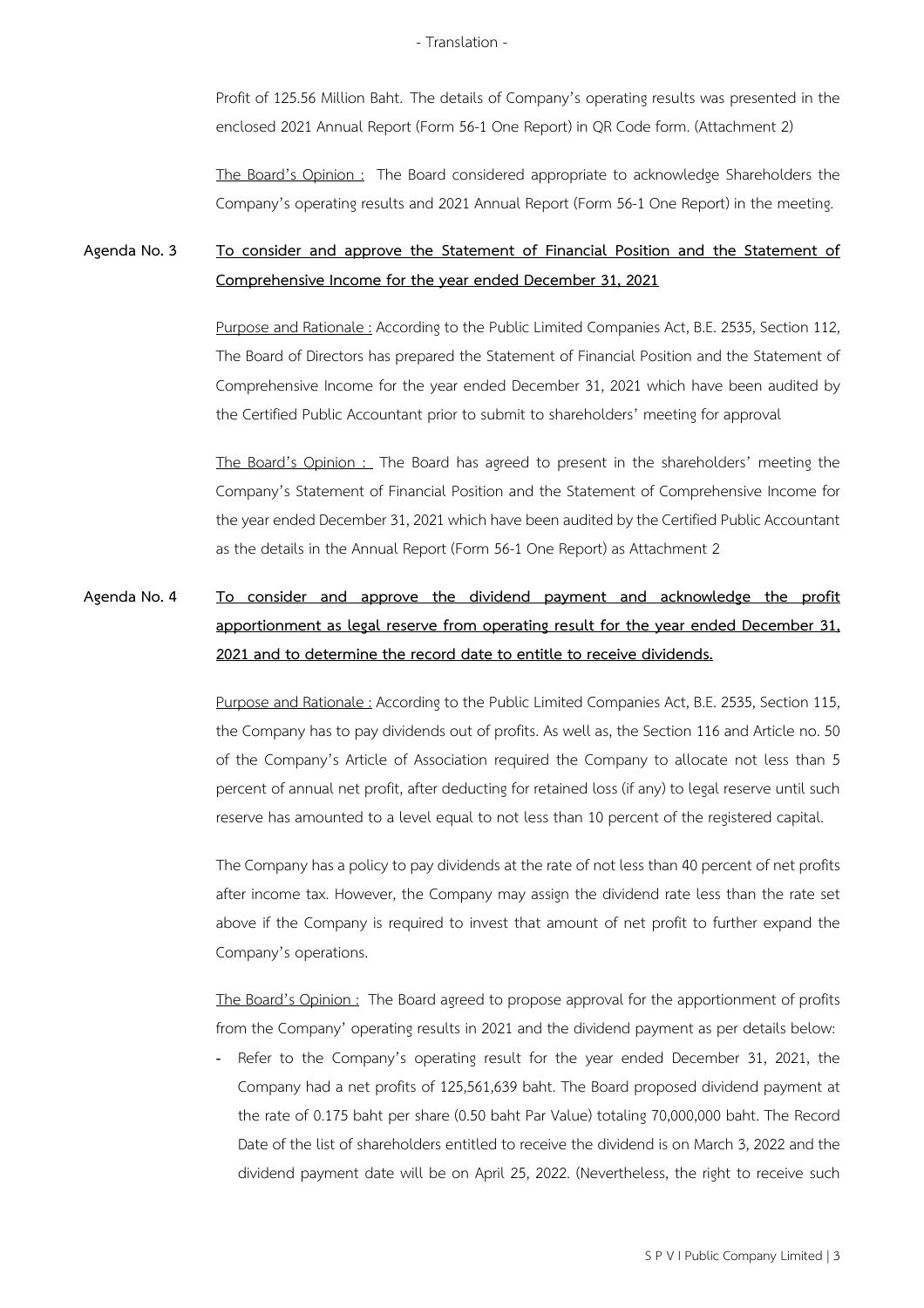Profit of 125.56 Million Baht. The details of Company's operating results was presented in the enclosed 2021 Annual Report (Form 56-1 One Report) in QR Code form. (Attachment 2)

The Board's Opinion : The Board considered appropriate to acknowledge Shareholders the Company's operating results and 2021 Annual Report (Form 56-1 One Report) in the meeting.

**Agenda No. 3** **To consider and approve the Statement of Financial Position and the Statement of Comprehensive Income for the year ended December 31, 2021**

Purpose and Rationale : According to the Public Limited Companies Act, B.E. 2535, Section 112, The Board of Directors has prepared the Statement of Financial Position and the Statement of Comprehensive Income for the year ended December 31, 2021 which have been audited by the Certified Public Accountant prior to submit to shareholders' meeting for approval

The Board's Opinion : The Board has agreed to present in the shareholders' meeting the Company's Statement of Financial Position and the Statement of Comprehensive Income for the year ended December 31, 2021 which have been audited by the Certified Public Accountant as the details in the Annual Report (Form 56-1 One Report) as Attachment 2

**Agenda No. 4** **To consider and approve the dividend payment and acknowledge the profit apportionment as legal reserve from operating result for the year ended December 31, 2021 and to determine the record date to entitle to receive dividends.**

Purpose and Rationale : According to the Public Limited Companies Act, B.E. 2535, Section 115, the Company has to pay dividends out of profits. As well as, the Section 116 and Article no. 50 of the Company's Article of Association required the Company to allocate not less than 5 percent of annual net profit, after deducting for retained loss (if any) to legal reserve until such reserve has amounted to a level equal to not less than 10 percent of the registered capital.

The Company has a policy to pay dividends at the rate of not less than 40 percent of net profits after income tax. However, the Company may assign the dividend rate less than the rate set above if the Company is required to invest that amount of net profit to further expand the Company's operations.

The Board's Opinion : The Board agreed to propose approval for the apportionment of profits from the Company' operating results in 2021 and the dividend payment as per details below:

- Refer to the Company's operating result for the year ended December 31, 2021, the Company had a net profits of 125,561,639 baht. The Board proposed dividend payment at the rate of 0.175 baht per share (0.50 baht Par Value) totaling 70,000,000 baht. The Record Date of the list of shareholders entitled to receive the dividend is on March 3, 2022 and the dividend payment date will be on April 25, 2022. (Nevertheless, the right to receive such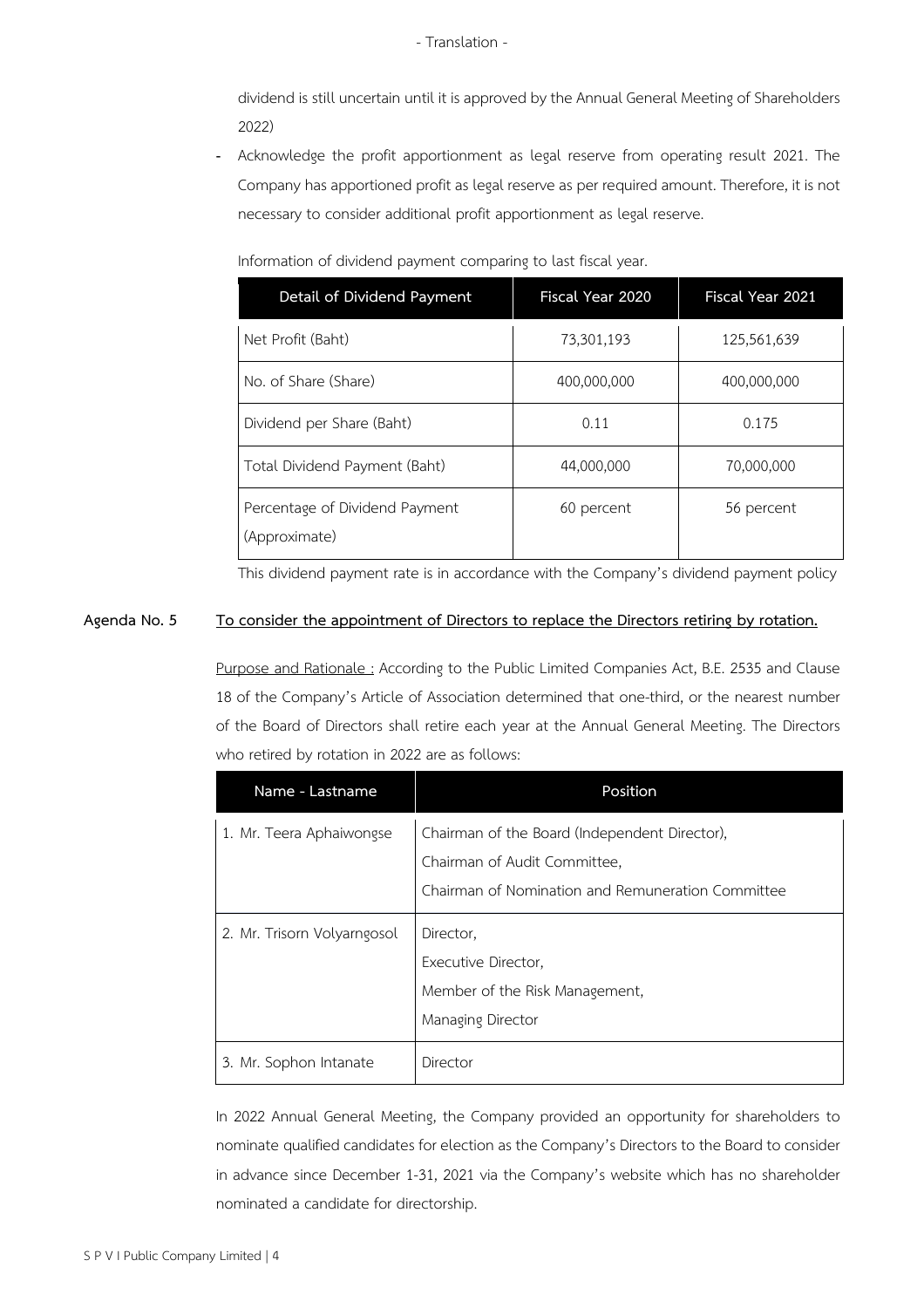dividend is still uncertain until it is approved by the Annual General Meeting of Shareholders 2022)

- Acknowledge the profit apportionment as legal reserve from operating result 2021. The Company has apportioned profit as legal reserve as per required amount. Therefore, it is not necessary to consider additional profit apportionment as legal reserve.

Information of dividend payment comparing to last fiscal year.

| Detail of Dividend Payment | Fiscal Year 2020 | Fiscal Year 2021 |
|---|---|---|
| Net Profit (Baht) | 73,301,193 | 125,561,639 |
| No. of Share (Share) | 400,000,000 | 400,000,000 |
| Dividend per Share (Baht) | 0.11 | 0.175 |
| Total Dividend Payment (Baht) | 44,000,000 | 70,000,000 |
| Percentage of Dividend Payment (Approximate) | 60 percent | 56 percent |

This dividend payment rate is in accordance with the Company's dividend payment policy

**Agenda No. 5** **To consider the appointment of Directors to replace the Directors retiring by rotation.**

Purpose and Rationale : According to the Public Limited Companies Act, B.E. 2535 and Clause 18 of the Company's Article of Association determined that one-third, or the nearest number of the Board of Directors shall retire each year at the Annual General Meeting. The Directors who retired by rotation in 2022 are as follows:

| Name - Lastname | Position |
|---|---|
| 1. Mr. Teera Aphaiwongse | Chairman of the Board (Independent Director), Chairman of Audit Committee, Chairman of Nomination and Remuneration Committee |
| 2. Mr. Trisorn Volyarngosol | Director, Executive Director, Member of the Risk Management, Managing Director |
| 3. Mr. Sophon Intanate | Director |

In 2022 Annual General Meeting, the Company provided an opportunity for shareholders to nominate qualified candidates for election as the Company's Directors to the Board to consider in advance since December 1-31, 2021 via the Company's website which has no shareholder nominated a candidate for directorship.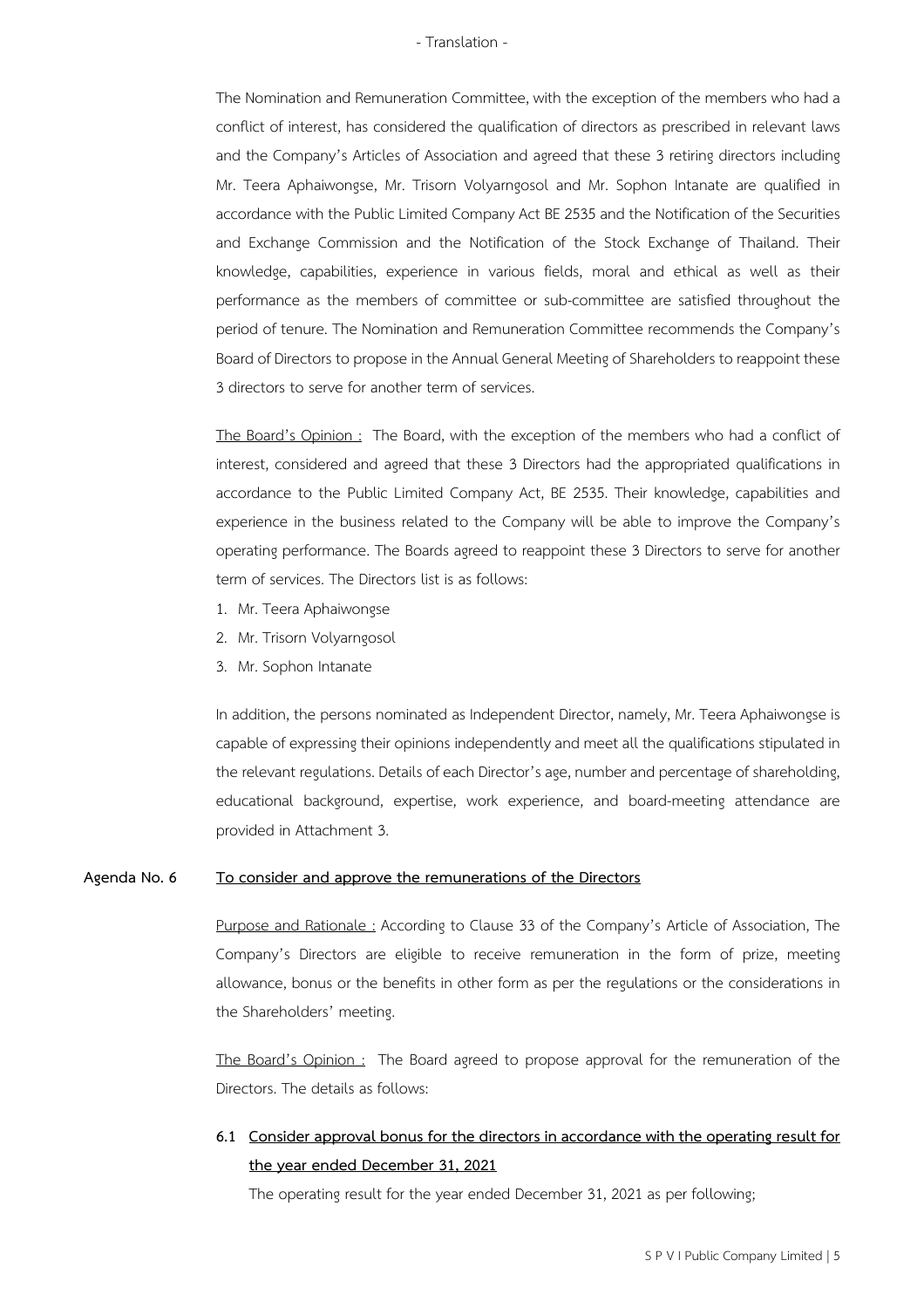The Nomination and Remuneration Committee, with the exception of the members who had a conflict of interest, has considered the qualification of directors as prescribed in relevant laws and the Company's Articles of Association and agreed that these 3 retiring directors including Mr. Teera Aphaiwongse, Mr. Trisorn Volyarngosol and Mr. Sophon Intanate are qualified in accordance with the Public Limited Company Act BE 2535 and the Notification of the Securities and Exchange Commission and the Notification of the Stock Exchange of Thailand. Their knowledge, capabilities, experience in various fields, moral and ethical as well as their performance as the members of committee or sub-committee are satisfied throughout the period of tenure. The Nomination and Remuneration Committee recommends the Company's Board of Directors to propose in the Annual General Meeting of Shareholders to reappoint these 3 directors to serve for another term of services.

<u>The Board's Opinion :</u> The Board, with the exception of the members who had a conflict of interest, considered and agreed that these 3 Directors had the appropriated qualifications in accordance to the Public Limited Company Act, BE 2535. Their knowledge, capabilities and experience in the business related to the Company will be able to improve the Company's operating performance. The Boards agreed to reappoint these 3 Directors to serve for another term of services. The Directors list is as follows:

1. Mr. Teera Aphaiwongse
2. Mr. Trisorn Volyarngosol
3. Mr. Sophon Intanate

In addition, the persons nominated as Independent Director, namely, Mr. Teera Aphaiwongse is capable of expressing their opinions independently and meet all the qualifications stipulated in the relevant regulations. Details of each Director's age, number and percentage of shareholding, educational background, expertise, work experience, and board-meeting attendance are provided in Attachment 3.

**Agenda No. 6 <u>To consider and approve the remunerations of the Directors</u>**

<u>Purpose and Rationale :</u> According to Clause 33 of the Company's Article of Association, The Company's Directors are eligible to receive remuneration in the form of prize, meeting allowance, bonus or the benefits in other form as per the regulations or the considerations in the Shareholders' meeting.

<u>The Board's Opinion :</u> The Board agreed to propose approval for the remuneration of the Directors. The details as follows:

**6.1 <u>Consider approval bonus for the directors in accordance with the operating result for the year ended December 31, 2021</u>**

The operating result for the year ended December 31, 2021 as per following;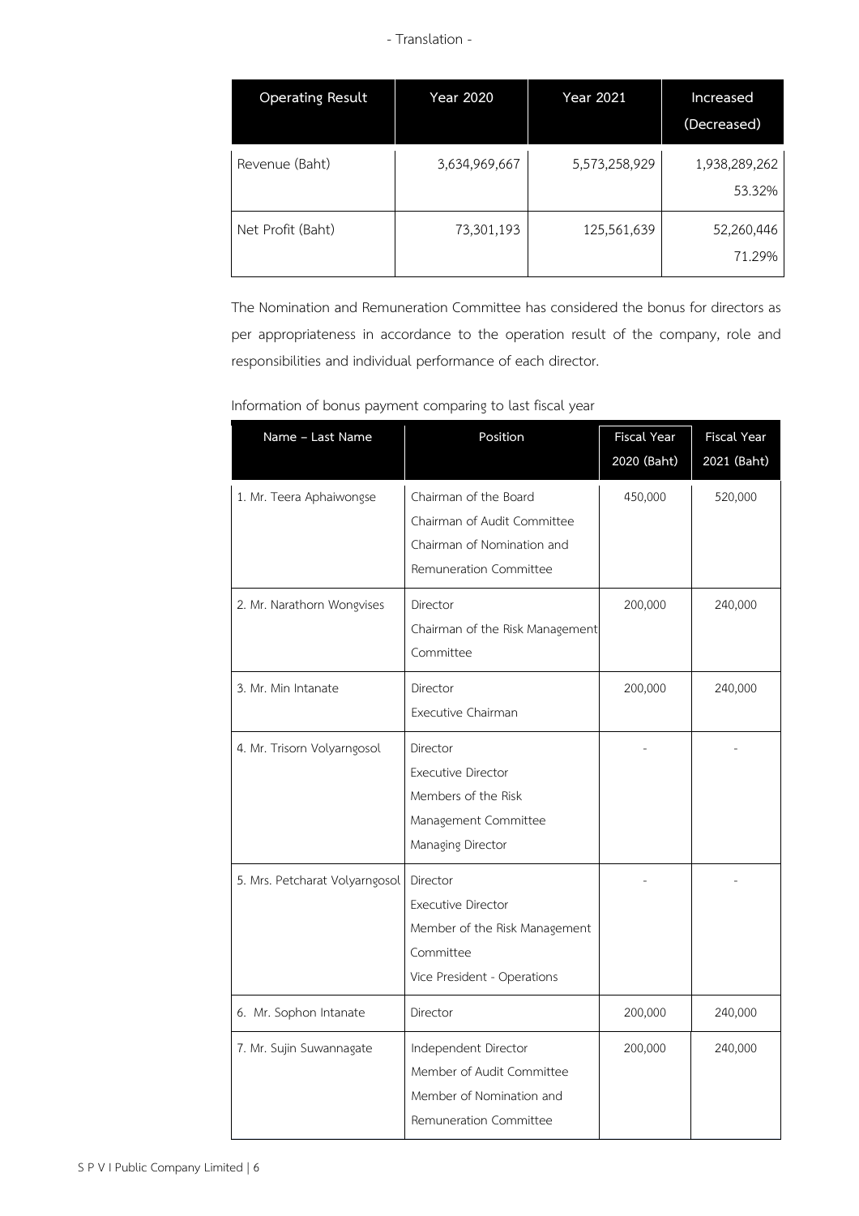| Operating Result | Year 2020 | Year 2021 | Increased (Decreased) |
|---|---|---|---|
| Revenue (Baht) | 3,634,969,667 | 5,573,258,929 | 1,938,289,262<br>53.32% |
| Net Profit (Baht) | 73,301,193 | 125,561,639 | 52,260,446<br>71.29% |

The Nomination and Remuneration Committee has considered the bonus for directors as per appropriateness in accordance to the operation result of the company, role and responsibilities and individual performance of each director.

Information of bonus payment comparing to last fiscal year

| Name – Last Name | Position | Fiscal Year 2020 (Baht) | Fiscal Year 2021 (Baht) |
|---|---|---|---|
| 1. Mr. Teera Aphaiwongse | Chairman of the Board<br>Chairman of Audit Committee<br>Chairman of Nomination and Remuneration Committee | 450,000 | 520,000 |
| 2. Mr. Narathorn Wongvises | Director<br>Chairman of the Risk Management Committee | 200,000 | 240,000 |
| 3. Mr. Min Intanate | Director<br>Executive Chairman | 200,000 | 240,000 |
| 4. Mr. Trisorn Volyarngosol | Director<br>Executive Director<br>Members of the Risk Management Committee<br>Managing Director | - | - |
| 5. Mrs. Petcharat Volyarngosol | Director<br>Executive Director<br>Member of the Risk Management Committee<br>Vice President - Operations | - | - |
| 6. Mr. Sophon Intanate | Director | 200,000 | 240,000 |
| 7. Mr. Sujin Suwannagate | Independent Director<br>Member of Audit Committee<br>Member of Nomination and Remuneration Committee | 200,000 | 240,000 |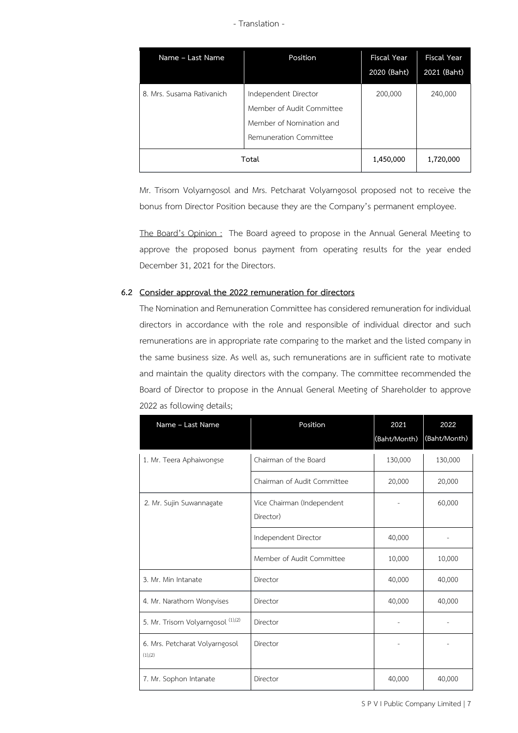- Translation -

| Name – Last Name | Position | Fiscal Year 2020 (Baht) | Fiscal Year 2021 (Baht) |
|---|---|---|---|
| 8. Mrs. Susama Rativanich | Independent Director<br>Member of Audit Committee<br>Member of Nomination and Remuneration Committee | 200,000 | 240,000 |
| **Total** | | **1,450,000** | **1,720,000** |

Mr. Trisorn Volyarngosol and Mrs. Petcharat Volyarngosol proposed not to receive the bonus from Director Position because they are the Company's permanent employee.

The Board's Opinion : The Board agreed to propose in the Annual General Meeting to approve the proposed bonus payment from operating results for the year ended December 31, 2021 for the Directors.

**6.2 Consider approval the 2022 remuneration for directors**

The Nomination and Remuneration Committee has considered remuneration for individual directors in accordance with the role and responsible of individual director and such remunerations are in appropriate rate comparing to the market and the listed company in the same business size. As well as, such remunerations are in sufficient rate to motivate and maintain the quality directors with the company. The committee recommended the Board of Director to propose in the Annual General Meeting of Shareholder to approve 2022 as following details;

| Name – Last Name | Position | 2021 (Baht/Month) | 2022 (Baht/Month) |
|---|---|---|---|
| 1. Mr. Teera Aphaiwongse | Chairman of the Board | 130,000 | 130,000 |
| | Chairman of Audit Committee | 20,000 | 20,000 |
| 2. Mr. Sujin Suwannagate | Vice Chairman (Independent Director) | - | 60,000 |
| | Independent Director | 40,000 | - |
| | Member of Audit Committee | 10,000 | 10,000 |
| 3. Mr. Min Intanate | Director | 40,000 | 40,000 |
| 4. Mr. Narathorn Wongvises | Director | 40,000 | 40,000 |
| 5. Mr. Trisorn Volyarngosol (1),(2) | Director | - | - |
| 6. Mrs. Petcharat Volyarngosol (1),(2) | Director | - | - |
| 7. Mr. Sophon Intanate | Director | 40,000 | 40,000 |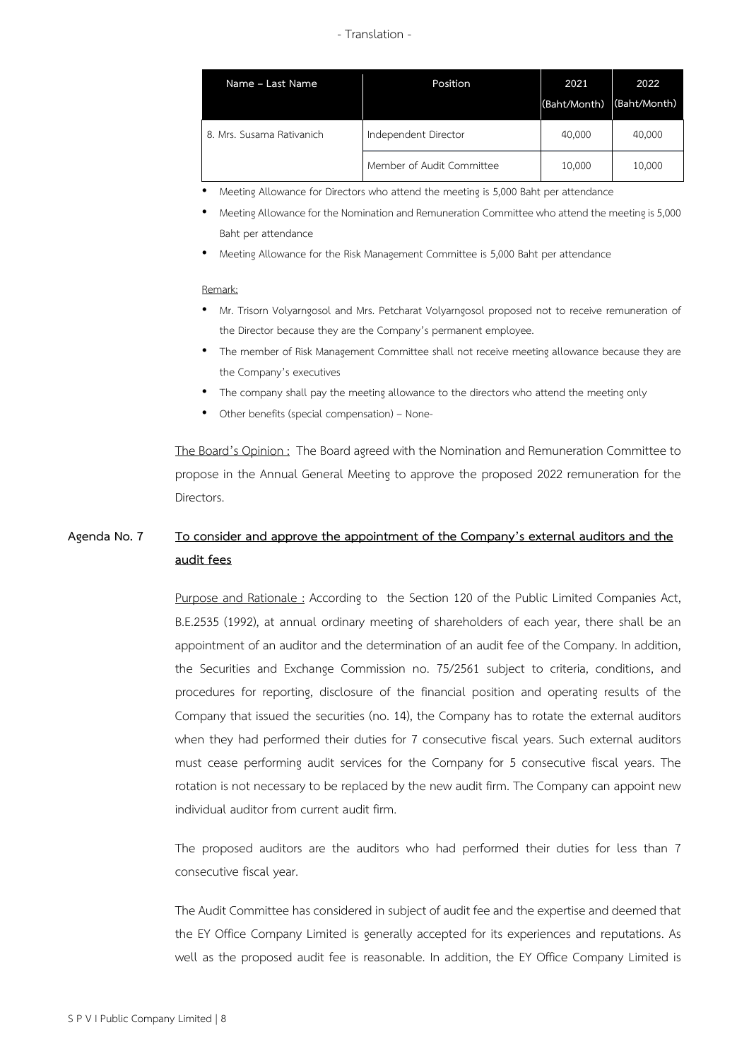| Name – Last Name | Position | 2021 (Baht/Month) | 2022 (Baht/Month) |
| --- | --- | --- | --- |
| 8. Mrs. Susama Rativanich | Independent Director | 40,000 | 40,000 |
| | Member of Audit Committee | 10,000 | 10,000 |

- Meeting Allowance for Directors who attend the meeting is 5,000 Baht per attendance
- Meeting Allowance for the Nomination and Remuneration Committee who attend the meeting is 5,000 Baht per attendance
- Meeting Allowance for the Risk Management Committee is 5,000 Baht per attendance

Remark:

- Mr. Trisorn Volyarngosol and Mrs. Petcharat Volyarngosol proposed not to receive remuneration of the Director because they are the Company's permanent employee.
- The member of Risk Management Committee shall not receive meeting allowance because they are the Company's executives
- The company shall pay the meeting allowance to the directors who attend the meeting only
- Other benefits (special compensation) – None-

The Board's Opinion : The Board agreed with the Nomination and Remuneration Committee to propose in the Annual General Meeting to approve the proposed 2022 remuneration for the Directors.

**Agenda No. 7 To consider and approve the appointment of the Company's external auditors and the audit fees**

Purpose and Rationale : According to the Section 120 of the Public Limited Companies Act, B.E.2535 (1992), at annual ordinary meeting of shareholders of each year, there shall be an appointment of an auditor and the determination of an audit fee of the Company. In addition, the Securities and Exchange Commission no. 75/2561 subject to criteria, conditions, and procedures for reporting, disclosure of the financial position and operating results of the Company that issued the securities (no. 14), the Company has to rotate the external auditors when they had performed their duties for 7 consecutive fiscal years. Such external auditors must cease performing audit services for the Company for 5 consecutive fiscal years. The rotation is not necessary to be replaced by the new audit firm. The Company can appoint new individual auditor from current audit firm.

The proposed auditors are the auditors who had performed their duties for less than 7 consecutive fiscal year.

The Audit Committee has considered in subject of audit fee and the expertise and deemed that the EY Office Company Limited is generally accepted for its experiences and reputations. As well as the proposed audit fee is reasonable. In addition, the EY Office Company Limited is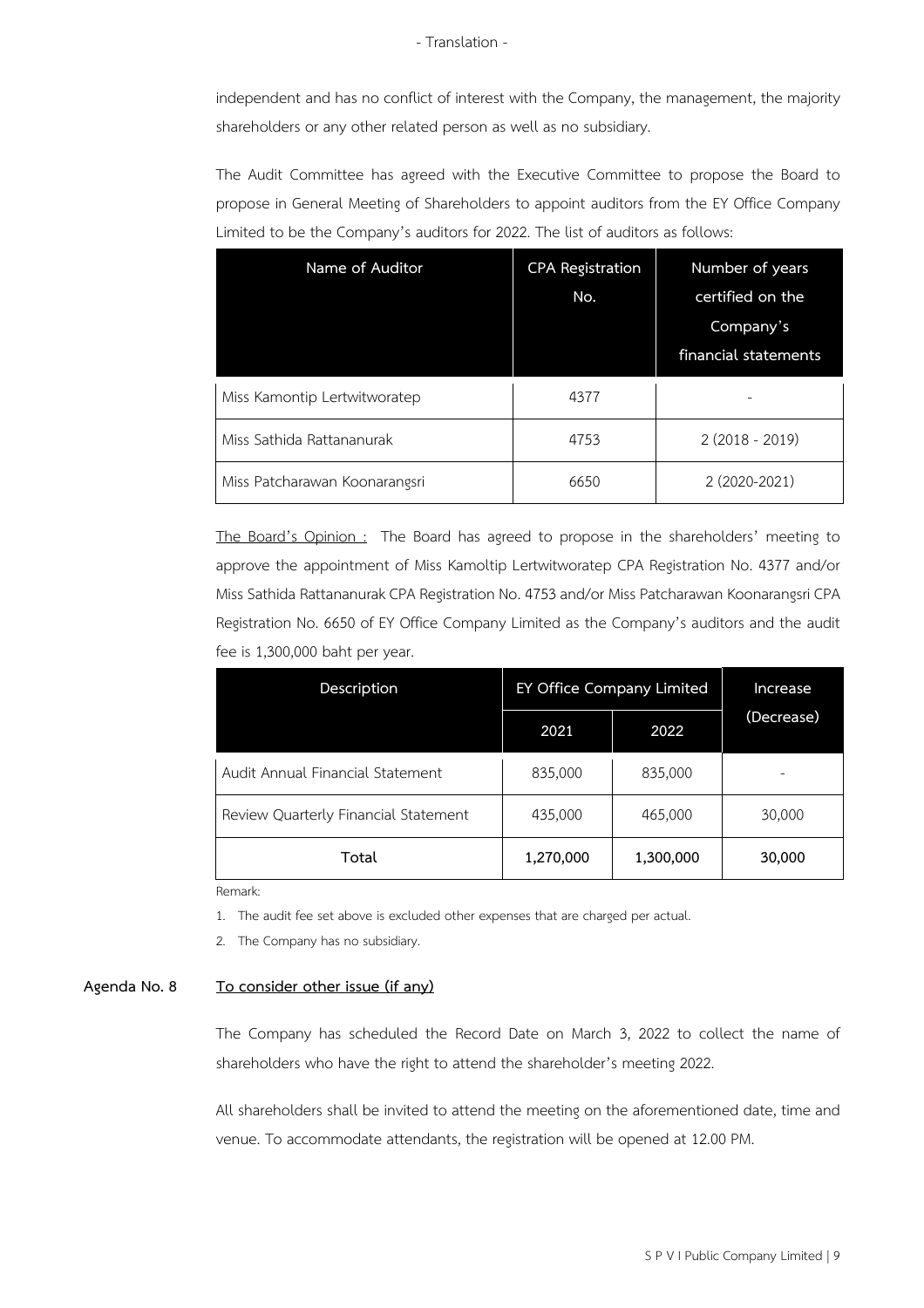independent and has no conflict of interest with the Company, the management, the majority shareholders or any other related person as well as no subsidiary.

The Audit Committee has agreed with the Executive Committee to propose the Board to propose in General Meeting of Shareholders to appoint auditors from the EY Office Company Limited to be the Company's auditors for 2022. The list of auditors as follows:

| Name of Auditor | CPA Registration No. | Number of years certified on the Company's financial statements |
|---|---|---|
| Miss Kamontip Lertwitworatep | 4377 | - |
| Miss Sathida Rattananurak | 4753 | 2 (2018 - 2019) |
| Miss Patcharawan Koonarangsri | 6650 | 2 (2020-2021) |

<u>The Board's Opinion :</u> The Board has agreed to propose in the shareholders' meeting to approve the appointment of Miss Kamoltip Lertwitworatep CPA Registration No. 4377 and/or Miss Sathida Rattananurak CPA Registration No. 4753 and/or Miss Patcharawan Koonarangsri CPA Registration No. 6650 of EY Office Company Limited as the Company's auditors and the audit fee is 1,300,000 baht per year.

| Description | EY Office Company Limited | | Increase (Decrease) |
|---|---|---|---|
| | 2021 | 2022 | |
| Audit Annual Financial Statement | 835,000 | 835,000 | - |
| Review Quarterly Financial Statement | 435,000 | 465,000 | 30,000 |
| **Total** | **1,270,000** | **1,300,000** | **30,000** |

Remark:

1. The audit fee set above is excluded other expenses that are charged per actual.
2. The Company has no subsidiary.

**Agenda No. 8** **<u>To consider other issue (if any)</u>**

The Company has scheduled the Record Date on March 3, 2022 to collect the name of shareholders who have the right to attend the shareholder's meeting 2022.

All shareholders shall be invited to attend the meeting on the aforementioned date, time and venue. To accommodate attendants, the registration will be opened at 12.00 PM.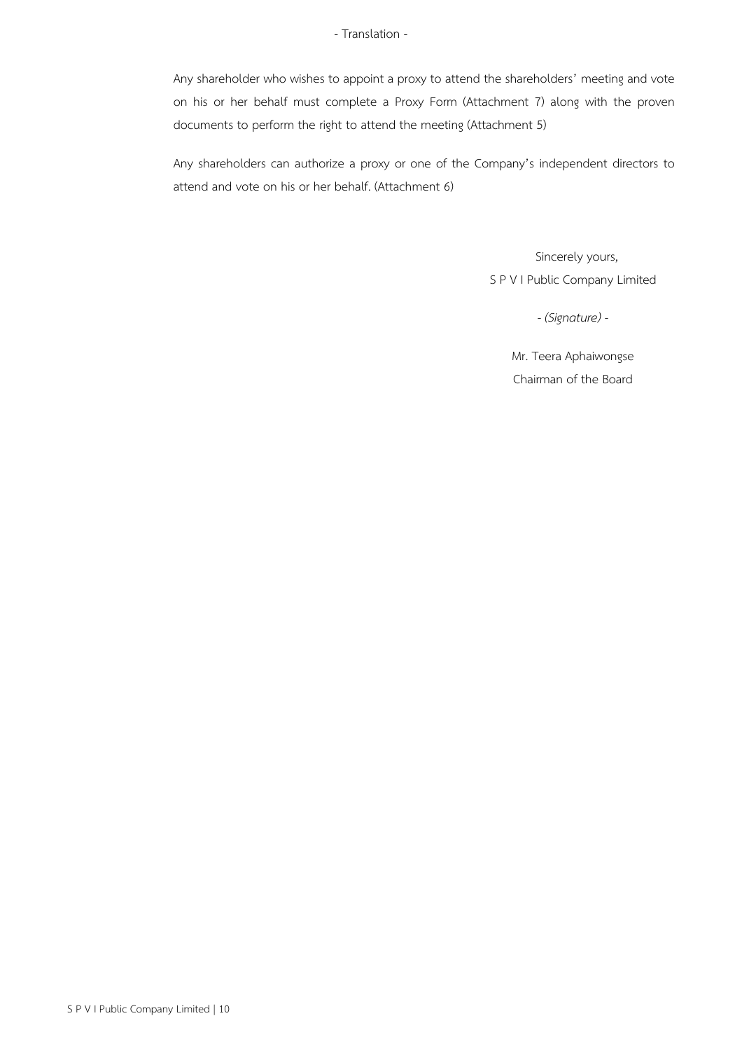Any shareholder who wishes to appoint a proxy to attend the shareholders' meeting and vote on his or her behalf must complete a Proxy Form (Attachment 7) along with the proven documents to perform the right to attend the meeting (Attachment 5)

Any shareholders can authorize a proxy or one of the Company's independent directors to attend and vote on his or her behalf. (Attachment 6)

Sincerely yours,

S P V I Public Company Limited

*- (Signature) -*

Mr. Teera Aphaiwongse

Chairman of the Board